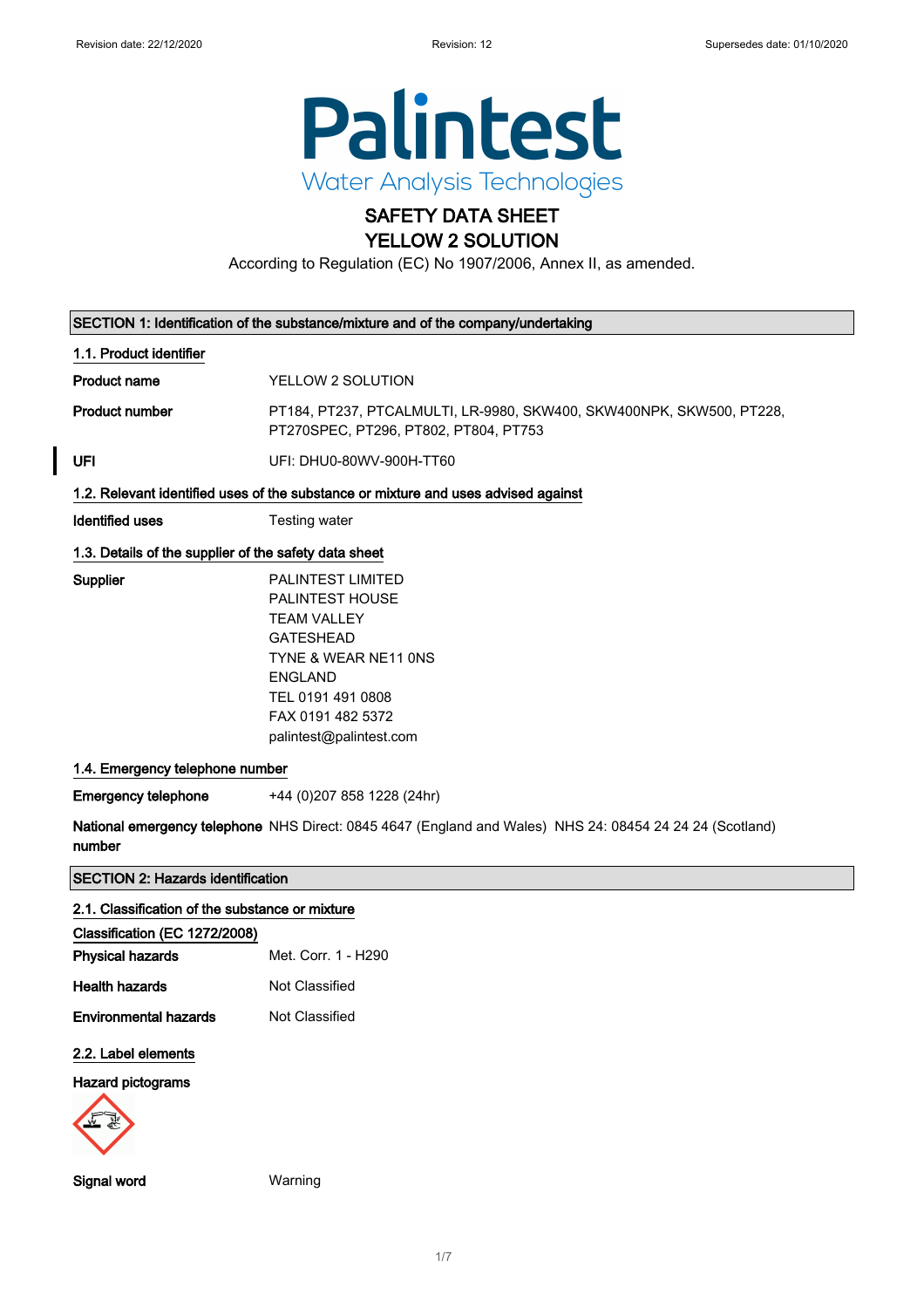Revision date: 22/12/2020 Revision: 12 Supersedes date: 01/10/2020

**Palintest**
Water Analysis Technologies

# SAFETY DATA SHEET
# YELLOW 2 SOLUTION

According to Regulation (EC) No 1907/2006, Annex II, as amended.

## SECTION 1: Identification of the substance/mixture and of the company/undertaking

### 1.1. Product identifier

**Product name** YELLOW 2 SOLUTION

**Product number** PT184, PT237, PTCALMULTI, LR-9980, SKW400, SKW400NPK, SKW500, PT228, PT270SPEC, PT296, PT802, PT804, PT753

**UFI** UFI: DHU0-80WV-900H-TT60

### 1.2. Relevant identified uses of the substance or mixture and uses advised against

**Identified uses** Testing water

### 1.3. Details of the supplier of the safety data sheet

**Supplier**
PALINTEST LIMITED
PALINTEST HOUSE
TEAM VALLEY
GATESHEAD
TYNE & WEAR NE11 0NS
ENGLAND
TEL 0191 491 0808
FAX 0191 482 5372
palintest@palintest.com

### 1.4. Emergency telephone number

**Emergency telephone** +44 (0)207 858 1228 (24hr)

**National emergency telephone number** NHS Direct: 0845 4647 (England and Wales) NHS 24: 08454 24 24 24 (Scotland)

## SECTION 2: Hazards identification

### 2.1. Classification of the substance or mixture

**Classification (EC 1272/2008)**

**Physical hazards** Met. Corr. 1 - H290

**Health hazards** Not Classified

**Environmental hazards** Not Classified

### 2.2. Label elements

**Hazard pictograms**

**Signal word** Warning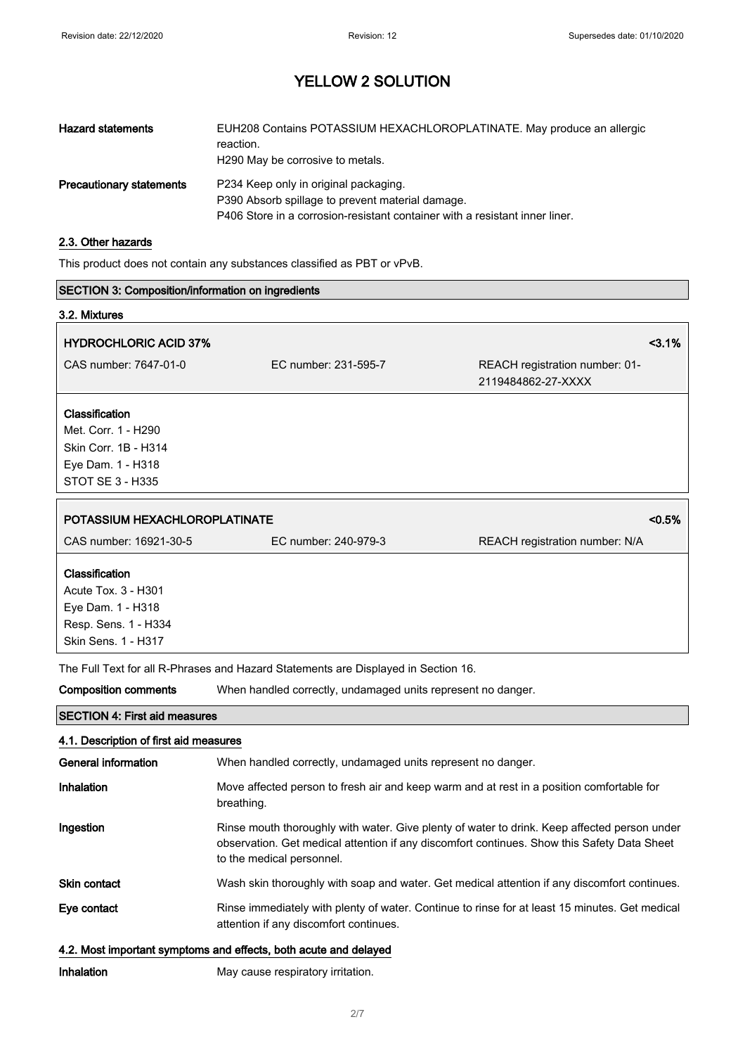# YELLOW 2 SOLUTION

| | |
|---|---|
| **Hazard statements** | EUH208 Contains POTASSIUM HEXACHLOROPLATINATE. May produce an allergic reaction.<br>H290 May be corrosive to metals. |
| **Precautionary statements** | P234 Keep only in original packaging.<br>P390 Absorb spillage to prevent material damage.<br>P406 Store in a corrosion-resistant container with a resistant inner liner. |

### 2.3. Other hazards

This product does not contain any substances classified as PBT or vPvB.

## SECTION 3: Composition/information on ingredients

### 3.2. Mixtures

| **HYDROCHLORIC ACID 37%** | | **<3.1%** |
|---|---|---|
| CAS number: 7647-01-0 | EC number: 231-595-7 | REACH registration number: 01-2119484862-27-XXXX |

**Classification**
Met. Corr. 1 - H290
Skin Corr. 1B - H314
Eye Dam. 1 - H318
STOT SE 3 - H335

| **POTASSIUM HEXACHLOROPLATINATE** | | **<0.5%** |
|---|---|---|
| CAS number: 16921-30-5 | EC number: 240-979-3 | REACH registration number: N/A |

**Classification**
Acute Tox. 3 - H301
Eye Dam. 1 - H318
Resp. Sens. 1 - H334
Skin Sens. 1 - H317

The Full Text for all R-Phrases and Hazard Statements are Displayed in Section 16.

| | |
|---|---|
| **Composition comments** | When handled correctly, undamaged units represent no danger. |

## SECTION 4: First aid measures

### 4.1. Description of first aid measures

| | |
|---|---|
| **General information** | When handled correctly, undamaged units represent no danger. |
| **Inhalation** | Move affected person to fresh air and keep warm and at rest in a position comfortable for breathing. |
| **Ingestion** | Rinse mouth thoroughly with water. Give plenty of water to drink. Keep affected person under observation. Get medical attention if any discomfort continues. Show this Safety Data Sheet to the medical personnel. |
| **Skin contact** | Wash skin thoroughly with soap and water. Get medical attention if any discomfort continues. |
| **Eye contact** | Rinse immediately with plenty of water. Continue to rinse for at least 15 minutes. Get medical attention if any discomfort continues. |

### 4.2. Most important symptoms and effects, both acute and delayed

| | |
|---|---|
| **Inhalation** | May cause respiratory irritation. |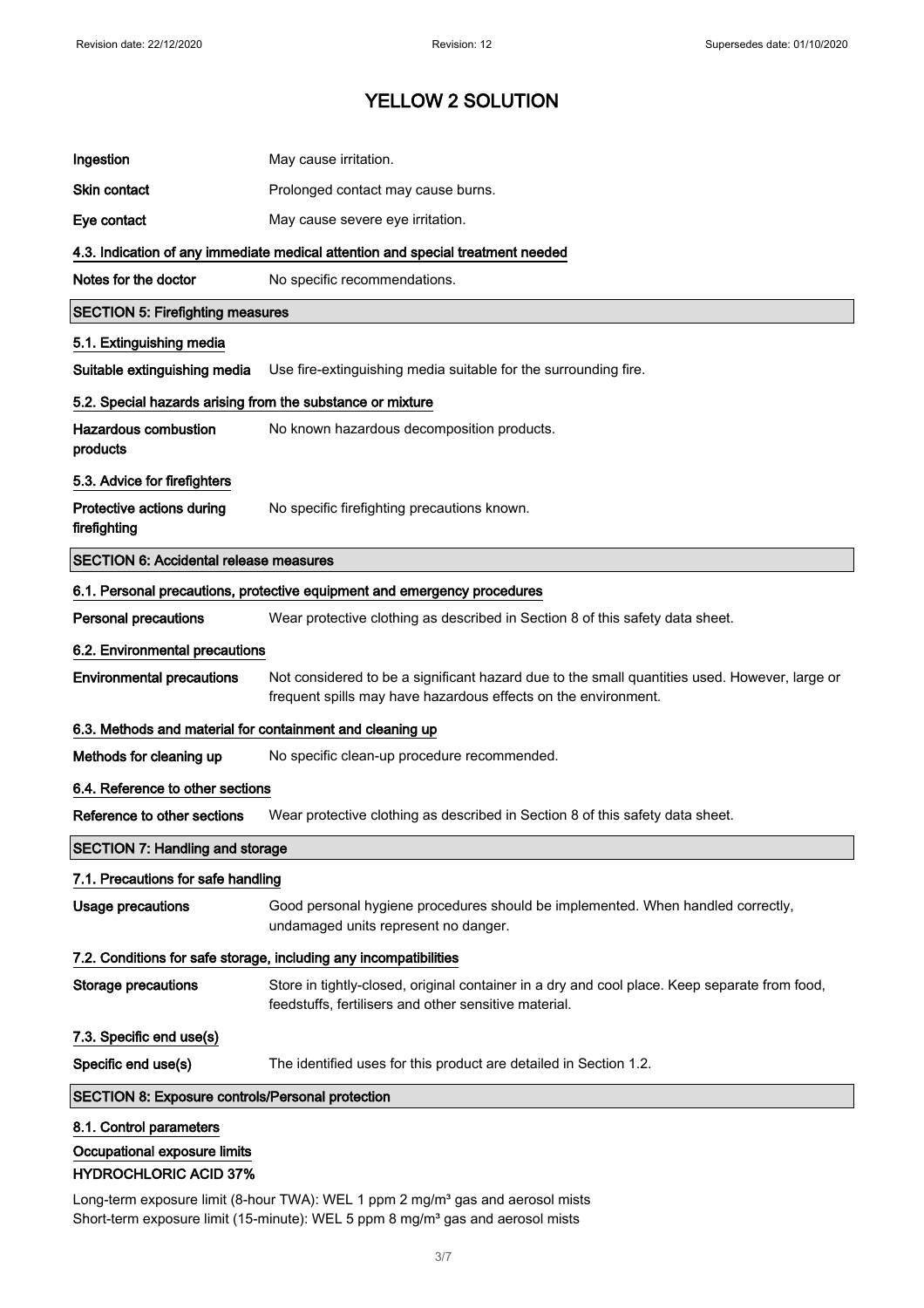# YELLOW 2 SOLUTION

| | |
|---|---|
| **Ingestion** | May cause irritation. |
| **Skin contact** | Prolonged contact may cause burns. |
| **Eye contact** | May cause severe eye irritation. |

### 4.3. Indication of any immediate medical attention and special treatment needed

| | |
|---|---|
| **Notes for the doctor** | No specific recommendations. |

## SECTION 5: Firefighting measures

### 5.1. Extinguishing media

| | |
|---|---|
| **Suitable extinguishing media** | Use fire-extinguishing media suitable for the surrounding fire. |

### 5.2. Special hazards arising from the substance or mixture

| | |
|---|---|
| **Hazardous combustion products** | No known hazardous decomposition products. |

### 5.3. Advice for firefighters

| | |
|---|---|
| **Protective actions during firefighting** | No specific firefighting precautions known. |

## SECTION 6: Accidental release measures

### 6.1. Personal precautions, protective equipment and emergency procedures

| | |
|---|---|
| **Personal precautions** | Wear protective clothing as described in Section 8 of this safety data sheet. |

### 6.2. Environmental precautions

| | |
|---|---|
| **Environmental precautions** | Not considered to be a significant hazard due to the small quantities used. However, large or frequent spills may have hazardous effects on the environment. |

### 6.3. Methods and material for containment and cleaning up

| | |
|---|---|
| **Methods for cleaning up** | No specific clean-up procedure recommended. |

### 6.4. Reference to other sections

| | |
|---|---|
| **Reference to other sections** | Wear protective clothing as described in Section 8 of this safety data sheet. |

## SECTION 7: Handling and storage

### 7.1. Precautions for safe handling

| | |
|---|---|
| **Usage precautions** | Good personal hygiene procedures should be implemented. When handled correctly, undamaged units represent no danger. |

### 7.2. Conditions for safe storage, including any incompatibilities

| | |
|---|---|
| **Storage precautions** | Store in tightly-closed, original container in a dry and cool place. Keep separate from food, feedstuffs, fertilisers and other sensitive material. |

### 7.3. Specific end use(s)

| | |
|---|---|
| **Specific end use(s)** | The identified uses for this product are detailed in Section 1.2. |

## SECTION 8: Exposure controls/Personal protection

### 8.1. Control parameters

**Occupational exposure limits**

**HYDROCHLORIC ACID 37%**

Long-term exposure limit (8-hour TWA): WEL 1 ppm 2 mg/m³ gas and aerosol mists
Short-term exposure limit (15-minute): WEL 5 ppm 8 mg/m³ gas and aerosol mists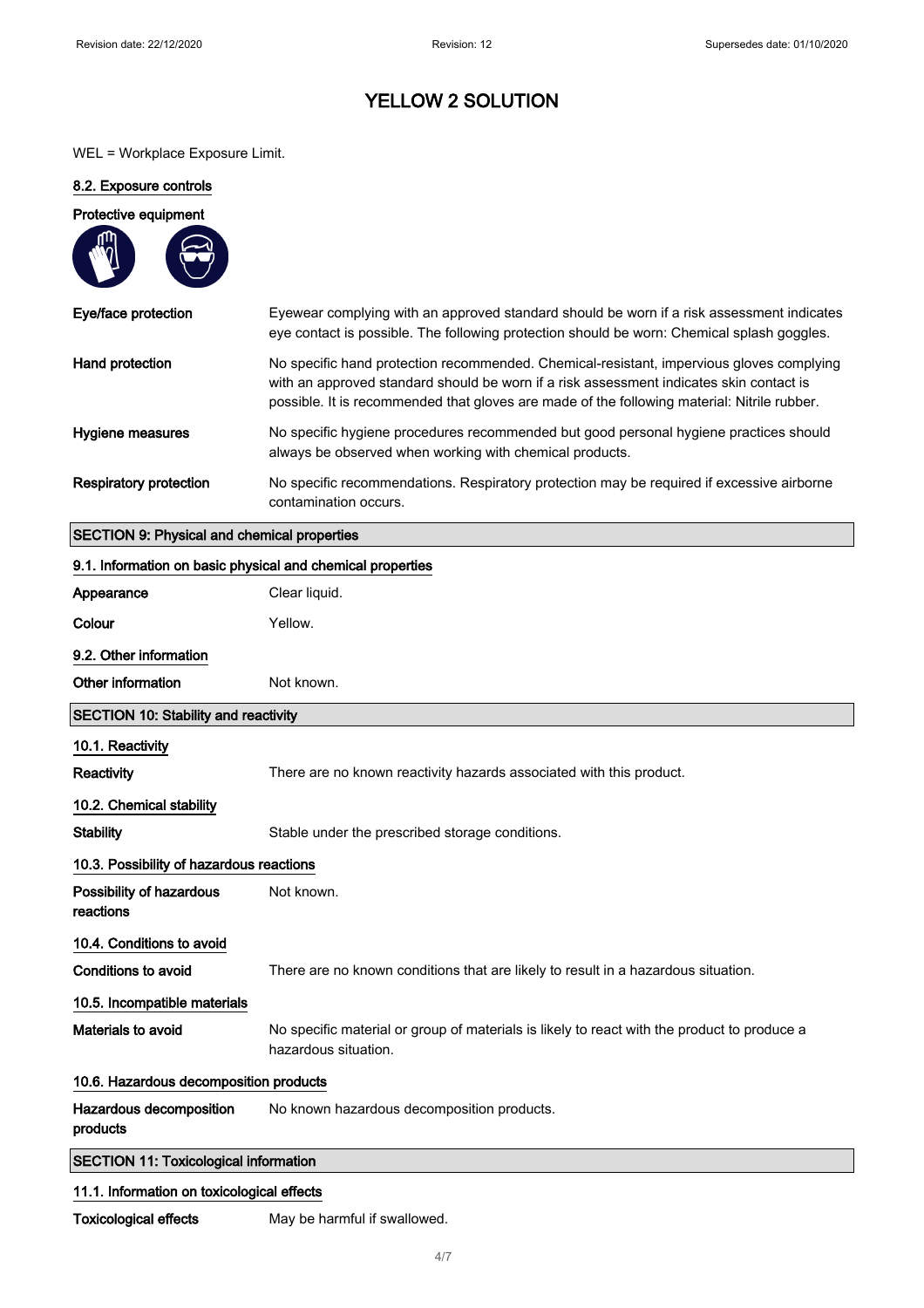WEL = Workplace Exposure Limit.

### 8.2. Exposure controls

**Protective equipment**

| | |
|---|---|
| **Eye/face protection** | Eyewear complying with an approved standard should be worn if a risk assessment indicates eye contact is possible. The following protection should be worn: Chemical splash goggles. |
| **Hand protection** | No specific hand protection recommended. Chemical-resistant, impervious gloves complying with an approved standard should be worn if a risk assessment indicates skin contact is possible. It is recommended that gloves are made of the following material: Nitrile rubber. |
| **Hygiene measures** | No specific hygiene procedures recommended but good personal hygiene practices should always be observed when working with chemical products. |
| **Respiratory protection** | No specific recommendations. Respiratory protection may be required if excessive airborne contamination occurs. |

## SECTION 9: Physical and chemical properties

### 9.1. Information on basic physical and chemical properties

| | |
|---|---|
| **Appearance** | Clear liquid. |
| **Colour** | Yellow. |

### 9.2. Other information

| | |
|---|---|
| **Other information** | Not known. |

## SECTION 10: Stability and reactivity

### 10.1. Reactivity

| | |
|---|---|
| **Reactivity** | There are no known reactivity hazards associated with this product. |

### 10.2. Chemical stability

| | |
|---|---|
| **Stability** | Stable under the prescribed storage conditions. |

### 10.3. Possibility of hazardous reactions

| | |
|---|---|
| **Possibility of hazardous reactions** | Not known. |

### 10.4. Conditions to avoid

| | |
|---|---|
| **Conditions to avoid** | There are no known conditions that are likely to result in a hazardous situation. |

### 10.5. Incompatible materials

| | |
|---|---|
| **Materials to avoid** | No specific material or group of materials is likely to react with the product to produce a hazardous situation. |

### 10.6. Hazardous decomposition products

| | |
|---|---|
| **Hazardous decomposition products** | No known hazardous decomposition products. |

## SECTION 11: Toxicological information

### 11.1. Information on toxicological effects

| | |
|---|---|
| **Toxicological effects** | May be harmful if swallowed. |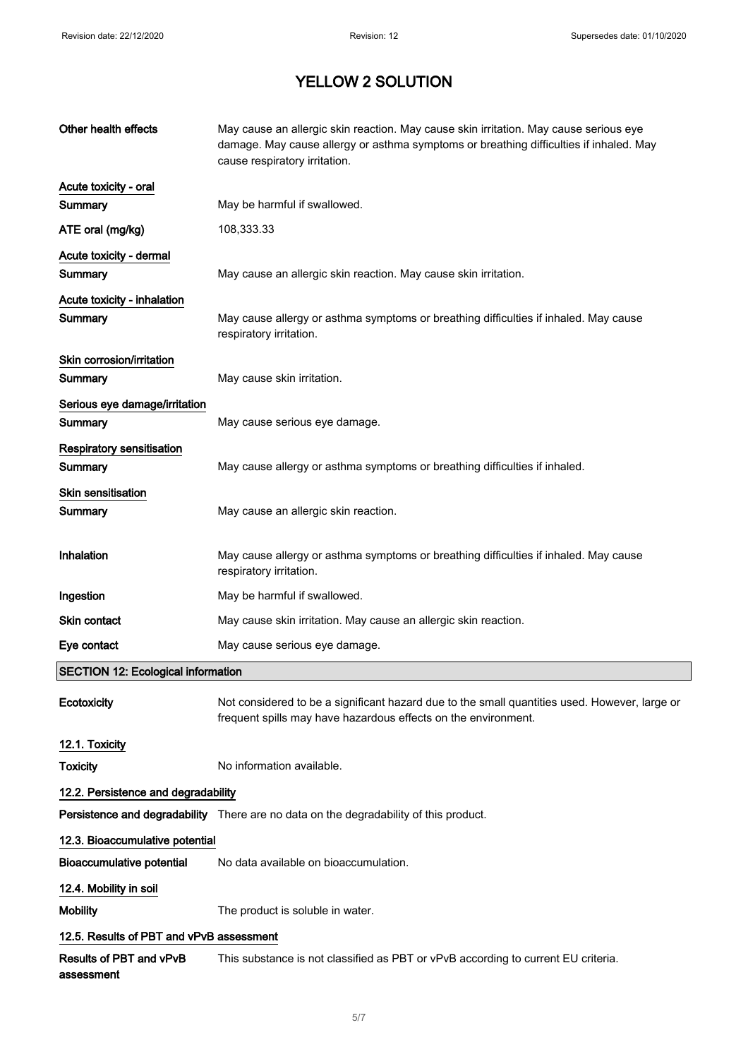# YELLOW 2 SOLUTION

**Other health effects** May cause an allergic skin reaction. May cause skin irritation. May cause serious eye damage. May cause allergy or asthma symptoms or breathing difficulties if inhaled. May cause respiratory irritation.

**Acute toxicity - oral**

**Summary** May be harmful if swallowed.

**ATE oral (mg/kg)** 108,333.33

**Acute toxicity - dermal**

**Summary** May cause an allergic skin reaction. May cause skin irritation.

**Acute toxicity - inhalation**

**Summary** May cause allergy or asthma symptoms or breathing difficulties if inhaled. May cause respiratory irritation.

**Skin corrosion/irritation**

**Summary** May cause skin irritation.

**Serious eye damage/irritation**

**Summary** May cause serious eye damage.

**Respiratory sensitisation**

**Summary** May cause allergy or asthma symptoms or breathing difficulties if inhaled.

**Skin sensitisation**

**Summary** May cause an allergic skin reaction.

**Inhalation** May cause allergy or asthma symptoms or breathing difficulties if inhaled. May cause respiratory irritation.

**Ingestion** May be harmful if swallowed.

**Skin contact** May cause skin irritation. May cause an allergic skin reaction.

**Eye contact** May cause serious eye damage.

## SECTION 12: Ecological information

**Ecotoxicity** Not considered to be a significant hazard due to the small quantities used. However, large or frequent spills may have hazardous effects on the environment.

### 12.1. Toxicity

**Toxicity** No information available.

### 12.2. Persistence and degradability

**Persistence and degradability** There are no data on the degradability of this product.

### 12.3. Bioaccumulative potential

**Bioaccumulative potential** No data available on bioaccumulation.

### 12.4. Mobility in soil

**Mobility** The product is soluble in water.

### 12.5. Results of PBT and vPvB assessment

**Results of PBT and vPvB assessment** This substance is not classified as PBT or vPvB according to current EU criteria.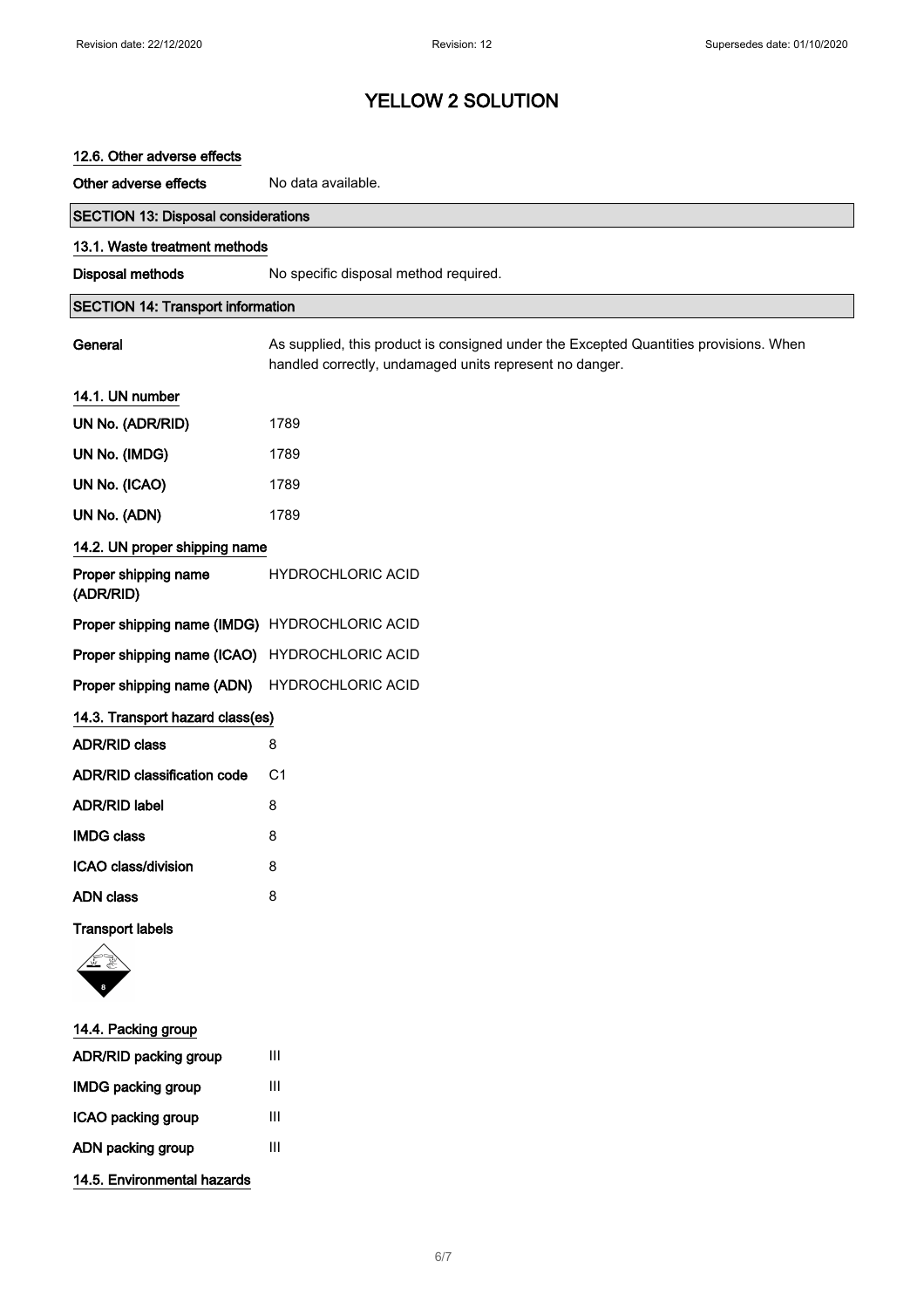# YELLOW 2 SOLUTION

### 12.6. Other adverse effects

**Other adverse effects** No data available.

## SECTION 13: Disposal considerations

### 13.1. Waste treatment methods

**Disposal methods** No specific disposal method required.

## SECTION 14: Transport information

**General** As supplied, this product is consigned under the Excepted Quantities provisions. When handled correctly, undamaged units represent no danger.

### 14.1. UN number

| | |
|---|---|
| **UN No. (ADR/RID)** | 1789 |
| **UN No. (IMDG)** | 1789 |
| **UN No. (ICAO)** | 1789 |
| **UN No. (ADN)** | 1789 |

### 14.2. UN proper shipping name

| | |
|---|---|
| **Proper shipping name (ADR/RID)** | HYDROCHLORIC ACID |
| **Proper shipping name (IMDG)** | HYDROCHLORIC ACID |
| **Proper shipping name (ICAO)** | HYDROCHLORIC ACID |
| **Proper shipping name (ADN)** | HYDROCHLORIC ACID |

### 14.3. Transport hazard class(es)

| | |
|---|---|
| **ADR/RID class** | 8 |
| **ADR/RID classification code** | C1 |
| **ADR/RID label** | 8 |
| **IMDG class** | 8 |
| **ICAO class/division** | 8 |
| **ADN class** | 8 |

**Transport labels**

### 14.4. Packing group

| | |
|---|---|
| **ADR/RID packing group** | III |
| **IMDG packing group** | III |
| **ICAO packing group** | III |
| **ADN packing group** | III |

### 14.5. Environmental hazards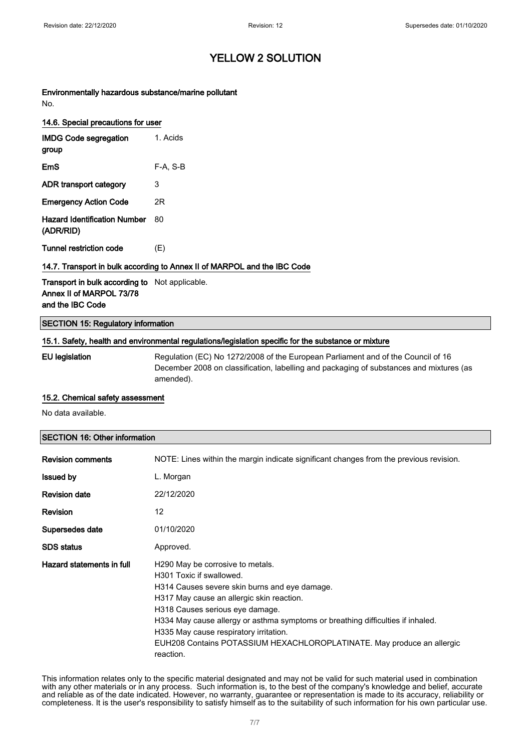# YELLOW 2 SOLUTION

**Environmentally hazardous substance/marine pollutant**

No.

### 14.6. Special precautions for user

| | |
|---|---|
| **IMDG Code segregation group** | 1. Acids |
| **EmS** | F-A, S-B |
| **ADR transport category** | 3 |
| **Emergency Action Code** | 2R |
| **Hazard Identification Number (ADR/RID)** | 80 |
| **Tunnel restriction code** | (E) |

### 14.7. Transport in bulk according to Annex II of MARPOL and the IBC Code

| | |
|---|---|
| **Transport in bulk according to Annex II of MARPOL 73/78 and the IBC Code** | Not applicable. |

## SECTION 15: Regulatory information

### 15.1. Safety, health and environmental regulations/legislation specific for the substance or mixture

| | |
|---|---|
| **EU legislation** | Regulation (EC) No 1272/2008 of the European Parliament and of the Council of 16 December 2008 on classification, labelling and packaging of substances and mixtures (as amended). |

### 15.2. Chemical safety assessment

No data available.

## SECTION 16: Other information

| | |
|---|---|
| **Revision comments** | NOTE: Lines within the margin indicate significant changes from the previous revision. |
| **Issued by** | L. Morgan |
| **Revision date** | 22/12/2020 |
| **Revision** | 12 |
| **Supersedes date** | 01/10/2020 |
| **SDS status** | Approved. |
| **Hazard statements in full** | H290 May be corrosive to metals.<br>H301 Toxic if swallowed.<br>H314 Causes severe skin burns and eye damage.<br>H317 May cause an allergic skin reaction.<br>H318 Causes serious eye damage.<br>H334 May cause allergy or asthma symptoms or breathing difficulties if inhaled.<br>H335 May cause respiratory irritation.<br>EUH208 Contains POTASSIUM HEXACHLOROPLATINATE. May produce an allergic reaction. |

This information relates only to the specific material designated and may not be valid for such material used in combination with any other materials or in any process. Such information is, to the best of the company's knowledge and belief, accurate and reliable as of the date indicated. However, no warranty, guarantee or representation is made to its accuracy, reliability or completeness. It is the user's responsibility to satisfy himself as to the suitability of such information for his own particular use.